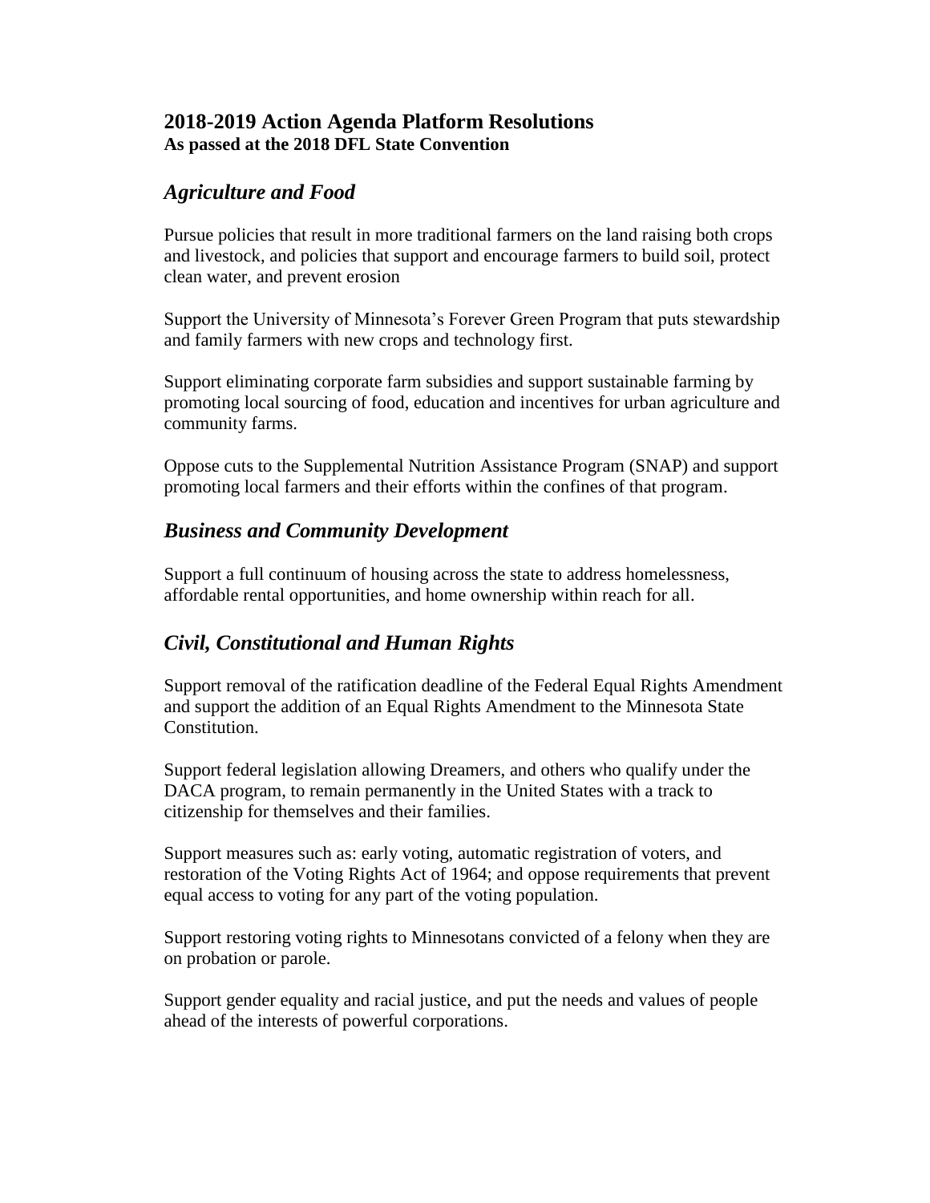# 2018-2019 Action Agenda Platform Resolutions

**As passed at the 2018 DFL State Convention**

## *Agriculture and Food*

Pursue policies that result in more traditional farmers on the land raising both crops and livestock, and policies that support and encourage farmers to build soil, protect clean water, and prevent erosion

Support the University of Minnesota's Forever Green Program that puts stewardship and family farmers with new crops and technology first.

Support eliminating corporate farm subsidies and support sustainable farming by promoting local sourcing of food, education and incentives for urban agriculture and community farms.

Oppose cuts to the Supplemental Nutrition Assistance Program (SNAP) and support promoting local farmers and their efforts within the confines of that program.

## *Business and Community Development*

Support a full continuum of housing across the state to address homelessness, affordable rental opportunities, and home ownership within reach for all.

## *Civil, Constitutional and Human Rights*

Support removal of the ratification deadline of the Federal Equal Rights Amendment and support the addition of an Equal Rights Amendment to the Minnesota State Constitution.

Support federal legislation allowing Dreamers, and others who qualify under the DACA program, to remain permanently in the United States with a track to citizenship for themselves and their families.

Support measures such as: early voting, automatic registration of voters, and restoration of the Voting Rights Act of 1964; and oppose requirements that prevent equal access to voting for any part of the voting population.

Support restoring voting rights to Minnesotans convicted of a felony when they are on probation or parole.

Support gender equality and racial justice, and put the needs and values of people ahead of the interests of powerful corporations.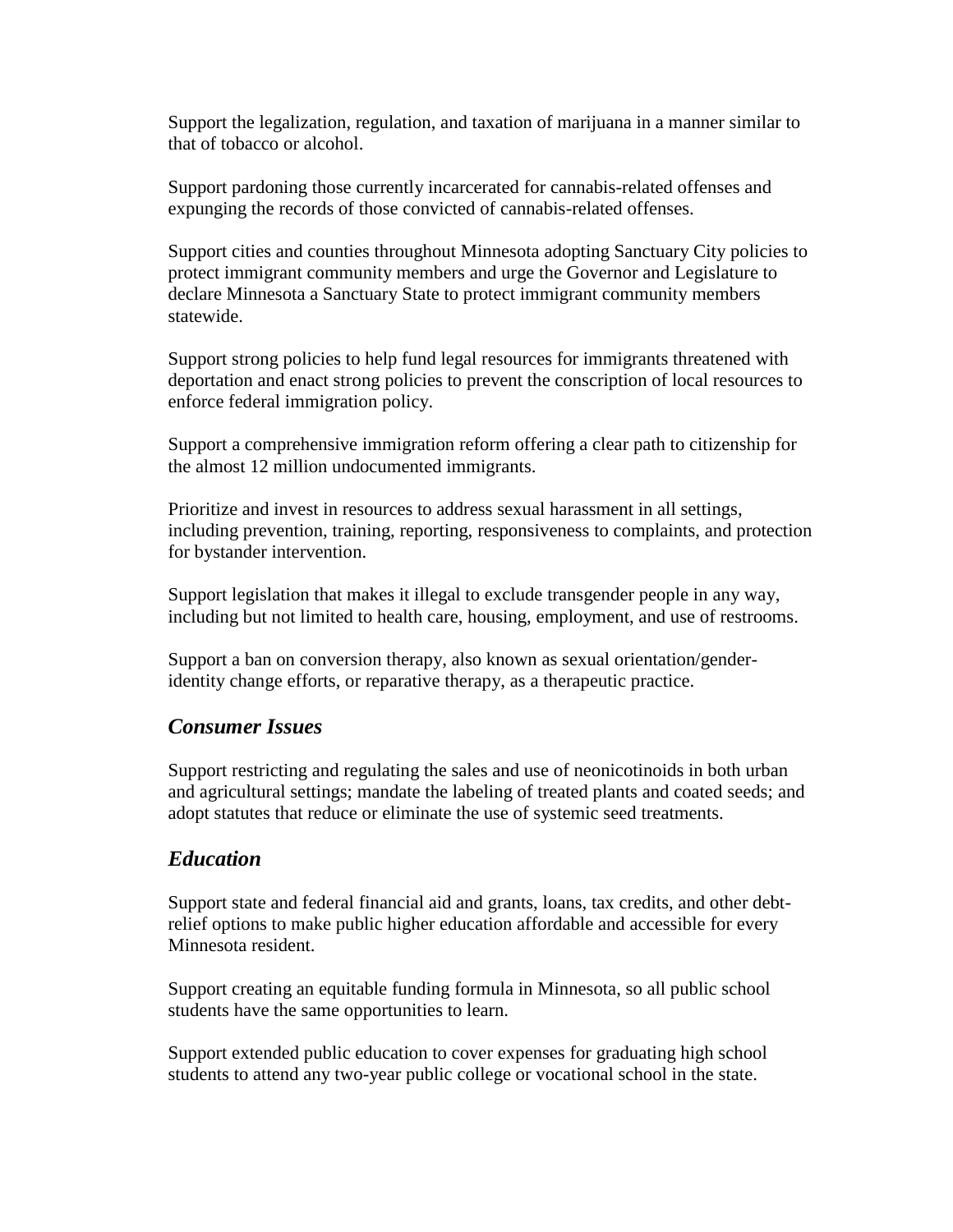Support the legalization, regulation, and taxation of marijuana in a manner similar to that of tobacco or alcohol.

Support pardoning those currently incarcerated for cannabis-related offenses and expunging the records of those convicted of cannabis-related offenses.

Support cities and counties throughout Minnesota adopting Sanctuary City policies to protect immigrant community members and urge the Governor and Legislature to declare Minnesota a Sanctuary State to protect immigrant community members statewide.

Support strong policies to help fund legal resources for immigrants threatened with deportation and enact strong policies to prevent the conscription of local resources to enforce federal immigration policy.

Support a comprehensive immigration reform offering a clear path to citizenship for the almost 12 million undocumented immigrants.

Prioritize and invest in resources to address sexual harassment in all settings, including prevention, training, reporting, responsiveness to complaints, and protection for bystander intervention.

Support legislation that makes it illegal to exclude transgender people in any way, including but not limited to health care, housing, employment, and use of restrooms.

Support a ban on conversion therapy, also known as sexual orientation/gender-identity change efforts, or reparative therapy, as a therapeutic practice.

## *Consumer Issues*

Support restricting and regulating the sales and use of neonicotinoids in both urban and agricultural settings; mandate the labeling of treated plants and coated seeds; and adopt statutes that reduce or eliminate the use of systemic seed treatments.

## *Education*

Support state and federal financial aid and grants, loans, tax credits, and other debt-relief options to make public higher education affordable and accessible for every Minnesota resident.

Support creating an equitable funding formula in Minnesota, so all public school students have the same opportunities to learn.

Support extended public education to cover expenses for graduating high school students to attend any two-year public college or vocational school in the state.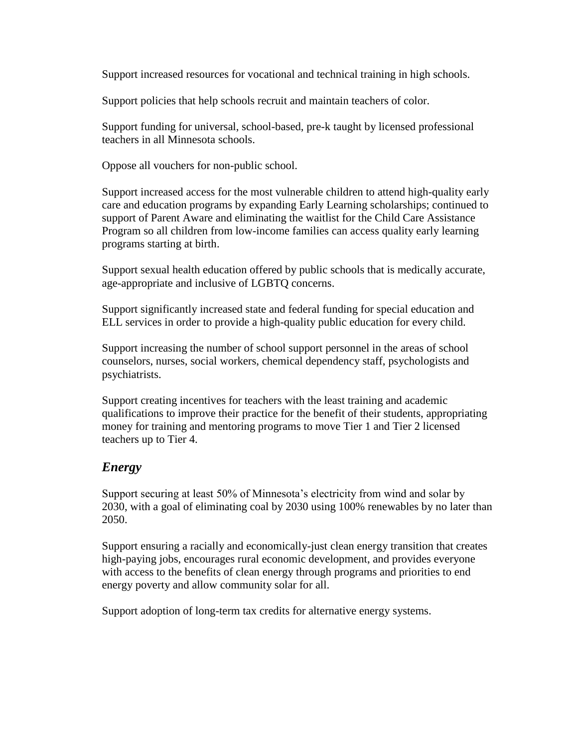Support increased resources for vocational and technical training in high schools.

Support policies that help schools recruit and maintain teachers of color.

Support funding for universal, school-based, pre-k taught by licensed professional teachers in all Minnesota schools.

Oppose all vouchers for non-public school.

Support increased access for the most vulnerable children to attend high-quality early care and education programs by expanding Early Learning scholarships; continued to support of Parent Aware and eliminating the waitlist for the Child Care Assistance Program so all children from low-income families can access quality early learning programs starting at birth.

Support sexual health education offered by public schools that is medically accurate, age-appropriate and inclusive of LGBTQ concerns.

Support significantly increased state and federal funding for special education and ELL services in order to provide a high-quality public education for every child.

Support increasing the number of school support personnel in the areas of school counselors, nurses, social workers, chemical dependency staff, psychologists and psychiatrists.

Support creating incentives for teachers with the least training and academic qualifications to improve their practice for the benefit of their students, appropriating money for training and mentoring programs to move Tier 1 and Tier 2 licensed teachers up to Tier 4.

## *Energy*

Support securing at least 50% of Minnesota's electricity from wind and solar by 2030, with a goal of eliminating coal by 2030 using 100% renewables by no later than 2050.

Support ensuring a racially and economically-just clean energy transition that creates high-paying jobs, encourages rural economic development, and provides everyone with access to the benefits of clean energy through programs and priorities to end energy poverty and allow community solar for all.

Support adoption of long-term tax credits for alternative energy systems.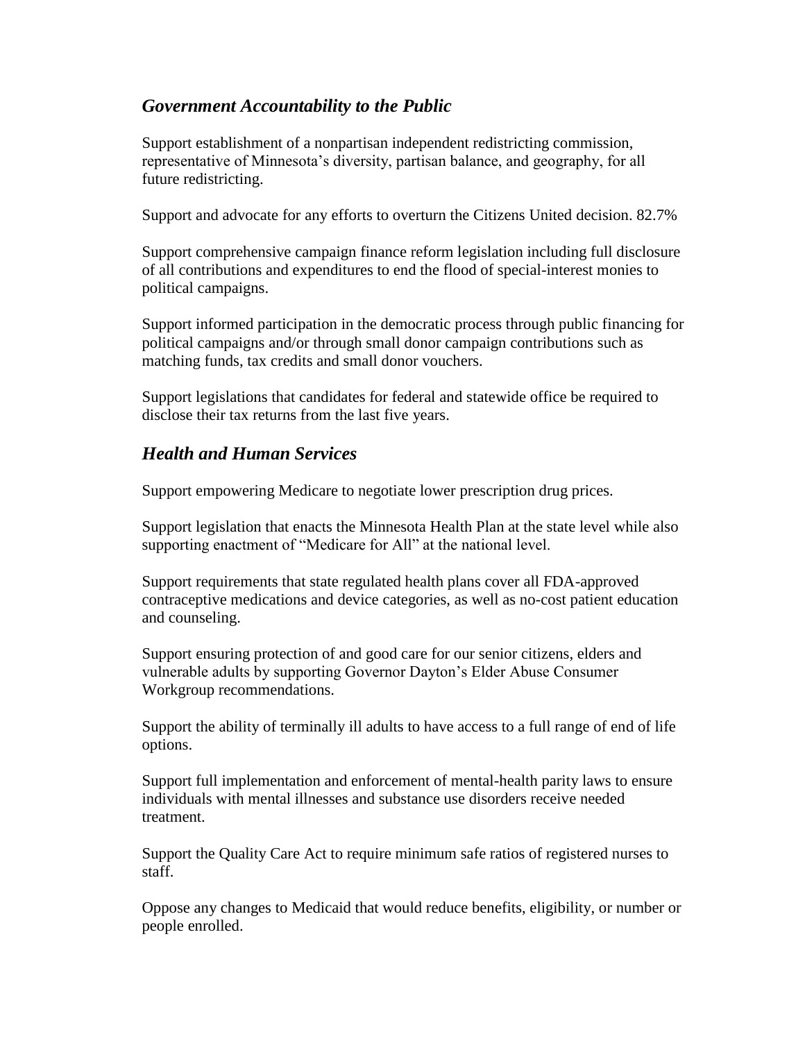## *Government Accountability to the Public*

Support establishment of a nonpartisan independent redistricting commission, representative of Minnesota's diversity, partisan balance, and geography, for all future redistricting.

Support and advocate for any efforts to overturn the Citizens United decision. 82.7%

Support comprehensive campaign finance reform legislation including full disclosure of all contributions and expenditures to end the flood of special-interest monies to political campaigns.

Support informed participation in the democratic process through public financing for political campaigns and/or through small donor campaign contributions such as matching funds, tax credits and small donor vouchers.

Support legislations that candidates for federal and statewide office be required to disclose their tax returns from the last five years.

## *Health and Human Services*

Support empowering Medicare to negotiate lower prescription drug prices.

Support legislation that enacts the Minnesota Health Plan at the state level while also supporting enactment of "Medicare for All" at the national level.

Support requirements that state regulated health plans cover all FDA-approved contraceptive medications and device categories, as well as no-cost patient education and counseling.

Support ensuring protection of and good care for our senior citizens, elders and vulnerable adults by supporting Governor Dayton's Elder Abuse Consumer Workgroup recommendations.

Support the ability of terminally ill adults to have access to a full range of end of life options.

Support full implementation and enforcement of mental-health parity laws to ensure individuals with mental illnesses and substance use disorders receive needed treatment.

Support the Quality Care Act to require minimum safe ratios of registered nurses to staff.

Oppose any changes to Medicaid that would reduce benefits, eligibility, or number or people enrolled.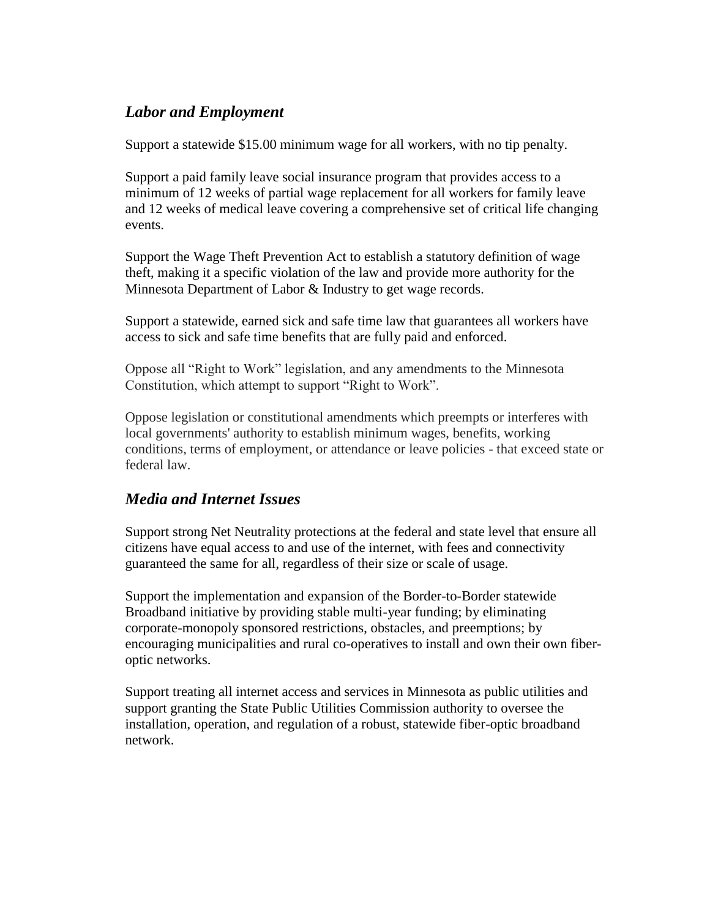### *Labor and Employment*

Support a statewide $15.00 minimum wage for all workers, with no tip penalty.

Support a paid family leave social insurance program that provides access to a minimum of 12 weeks of partial wage replacement for all workers for family leave and 12 weeks of medical leave covering a comprehensive set of critical life changing events.

Support the Wage Theft Prevention Act to establish a statutory definition of wage theft, making it a specific violation of the law and provide more authority for the Minnesota Department of Labor & Industry to get wage records.

Support a statewide, earned sick and safe time law that guarantees all workers have access to sick and safe time benefits that are fully paid and enforced.

Oppose all "Right to Work" legislation, and any amendments to the Minnesota Constitution, which attempt to support "Right to Work".

Oppose legislation or constitutional amendments which preempts or interferes with local governments' authority to establish minimum wages, benefits, working conditions, terms of employment, or attendance or leave policies - that exceed state or federal law.

### *Media and Internet Issues*

Support strong Net Neutrality protections at the federal and state level that ensure all citizens have equal access to and use of the internet, with fees and connectivity guaranteed the same for all, regardless of their size or scale of usage.

Support the implementation and expansion of the Border-to-Border statewide Broadband initiative by providing stable multi-year funding; by eliminating corporate-monopoly sponsored restrictions, obstacles, and preemptions; by encouraging municipalities and rural co-operatives to install and own their own fiber-optic networks.

Support treating all internet access and services in Minnesota as public utilities and support granting the State Public Utilities Commission authority to oversee the installation, operation, and regulation of a robust, statewide fiber-optic broadband network.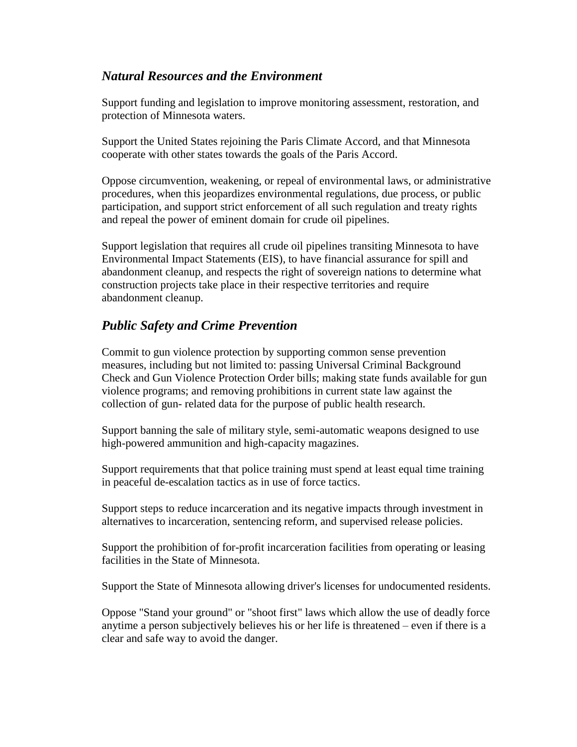## *Natural Resources and the Environment*

Support funding and legislation to improve monitoring assessment, restoration, and protection of Minnesota waters.

Support the United States rejoining the Paris Climate Accord, and that Minnesota cooperate with other states towards the goals of the Paris Accord.

Oppose circumvention, weakening, or repeal of environmental laws, or administrative procedures, when this jeopardizes environmental regulations, due process, or public participation, and support strict enforcement of all such regulation and treaty rights and repeal the power of eminent domain for crude oil pipelines.

Support legislation that requires all crude oil pipelines transiting Minnesota to have Environmental Impact Statements (EIS), to have financial assurance for spill and abandonment cleanup, and respects the right of sovereign nations to determine what construction projects take place in their respective territories and require abandonment cleanup.

## *Public Safety and Crime Prevention*

Commit to gun violence protection by supporting common sense prevention measures, including but not limited to: passing Universal Criminal Background Check and Gun Violence Protection Order bills; making state funds available for gun violence programs; and removing prohibitions in current state law against the collection of gun- related data for the purpose of public health research.

Support banning the sale of military style, semi-automatic weapons designed to use high-powered ammunition and high-capacity magazines.

Support requirements that that police training must spend at least equal time training in peaceful de-escalation tactics as in use of force tactics.

Support steps to reduce incarceration and its negative impacts through investment in alternatives to incarceration, sentencing reform, and supervised release policies.

Support the prohibition of for-profit incarceration facilities from operating or leasing facilities in the State of Minnesota.

Support the State of Minnesota allowing driver's licenses for undocumented residents.

Oppose "Stand your ground" or "shoot first" laws which allow the use of deadly force anytime a person subjectively believes his or her life is threatened – even if there is a clear and safe way to avoid the danger.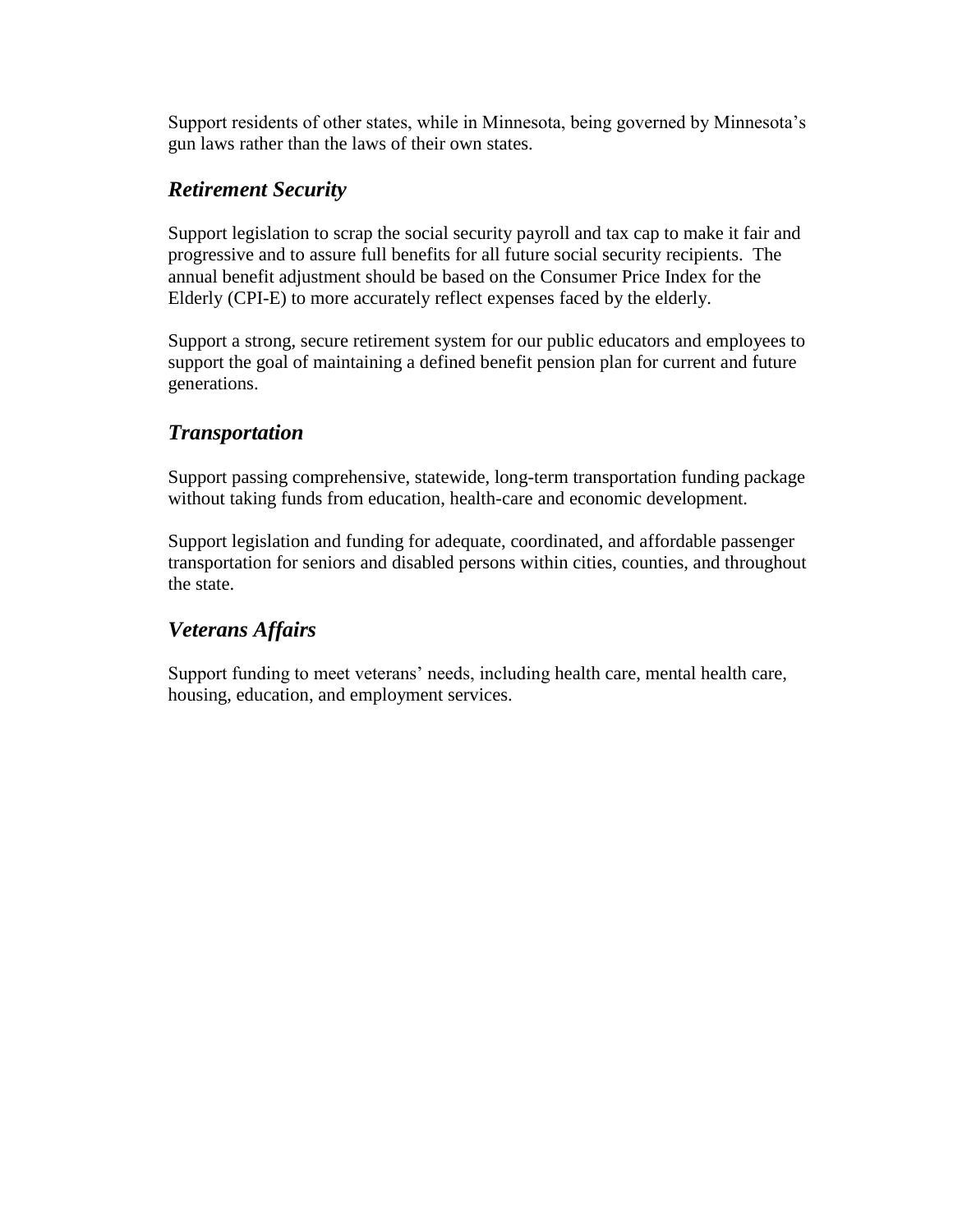Support residents of other states, while in Minnesota, being governed by Minnesota's gun laws rather than the laws of their own states.

## *Retirement Security*

Support legislation to scrap the social security payroll and tax cap to make it fair and progressive and to assure full benefits for all future social security recipients. The annual benefit adjustment should be based on the Consumer Price Index for the Elderly (CPI-E) to more accurately reflect expenses faced by the elderly.

Support a strong, secure retirement system for our public educators and employees to support the goal of maintaining a defined benefit pension plan for current and future generations.

## *Transportation*

Support passing comprehensive, statewide, long-term transportation funding package without taking funds from education, health-care and economic development.

Support legislation and funding for adequate, coordinated, and affordable passenger transportation for seniors and disabled persons within cities, counties, and throughout the state.

## *Veterans Affairs*

Support funding to meet veterans' needs, including health care, mental health care, housing, education, and employment services.